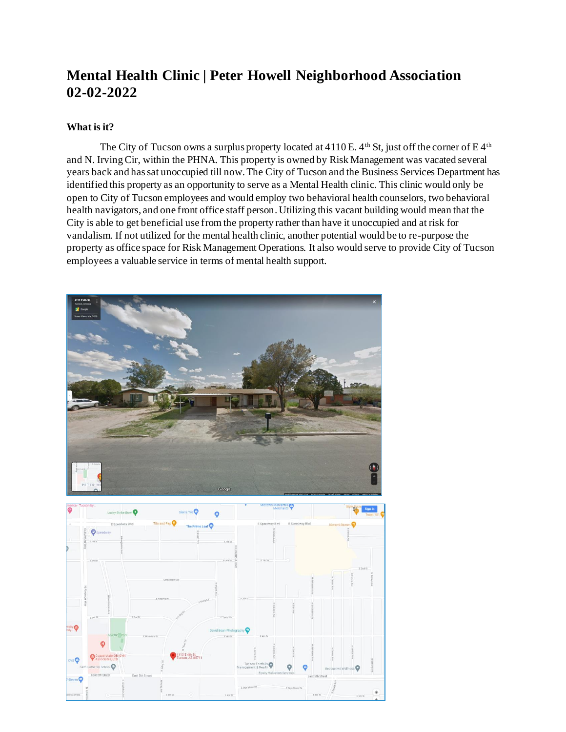# Mental Health Clinic | Peter Howell Neighborhood Association 02-02-2022

### What is it?

The City of Tucson owns a surplus property located at 4110 E. 4th St, just off the corner of E 4th and N. Irving Cir, within the PHNA. This property is owned by Risk Management was vacated several years back and has sat unoccupied till now. The City of Tucson and the Business Services Department has identified this property as an opportunity to serve as a Mental Health clinic. This clinic would only be open to City of Tucson employees and would employ two behavioral health counselors, two behavioral health navigators, and one front office staff person. Utilizing this vacant building would mean that the City is able to get beneficial use from the property rather than have it unoccupied and at risk for vandalism. If not utilized for the mental health clinic, another potential would be to re-purpose the property as office space for Risk Management Operations. It also would serve to provide City of Tucson employees a valuable service in terms of mental health support.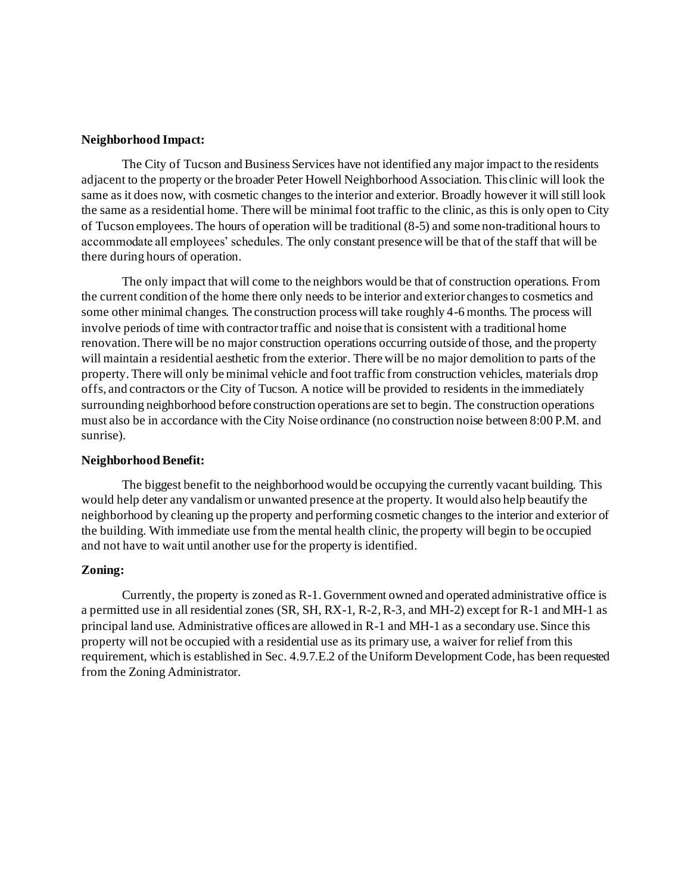**Neighborhood Impact:**

The City of Tucson and Business Services have not identified any major impact to the residents adjacent to the property or the broader Peter Howell Neighborhood Association. This clinic will look the same as it does now, with cosmetic changes to the interior and exterior. Broadly however it will still look the same as a residential home. There will be minimal foot traffic to the clinic, as this is only open to City of Tucson employees. The hours of operation will be traditional (8-5) and some non-traditional hours to accommodate all employees' schedules. The only constant presence will be that of the staff that will be there during hours of operation.

The only impact that will come to the neighbors would be that of construction operations. From the current condition of the home there only needs to be interior and exterior changes to cosmetics and some other minimal changes. The construction process will take roughly 4-6 months. The process will involve periods of time with contractor traffic and noise that is consistent with a traditional home renovation. There will be no major construction operations occurring outside of those, and the property will maintain a residential aesthetic from the exterior. There will be no major demolition to parts of the property. There will only be minimal vehicle and foot traffic from construction vehicles, materials drop offs, and contractors or the City of Tucson. A notice will be provided to residents in the immediately surrounding neighborhood before construction operations are set to begin. The construction operations must also be in accordance with the City Noise ordinance (no construction noise between 8:00 P.M. and sunrise).

**Neighborhood Benefit:**

The biggest benefit to the neighborhood would be occupying the currently vacant building. This would help deter any vandalism or unwanted presence at the property. It would also help beautify the neighborhood by cleaning up the property and performing cosmetic changes to the interior and exterior of the building. With immediate use from the mental health clinic, the property will begin to be occupied and not have to wait until another use for the property is identified.

**Zoning:**

Currently, the property is zoned as R-1. Government owned and operated administrative office is a permitted use in all residential zones (SR, SH, RX-1, R-2, R-3, and MH-2) except for R-1 and MH-1 as principal land use. Administrative offices are allowed in R-1 and MH-1 as a secondary use. Since this property will not be occupied with a residential use as its primary use, a waiver for relief from this requirement, which is established in Sec. 4.9.7.E.2 of the Uniform Development Code, has been requested from the Zoning Administrator.